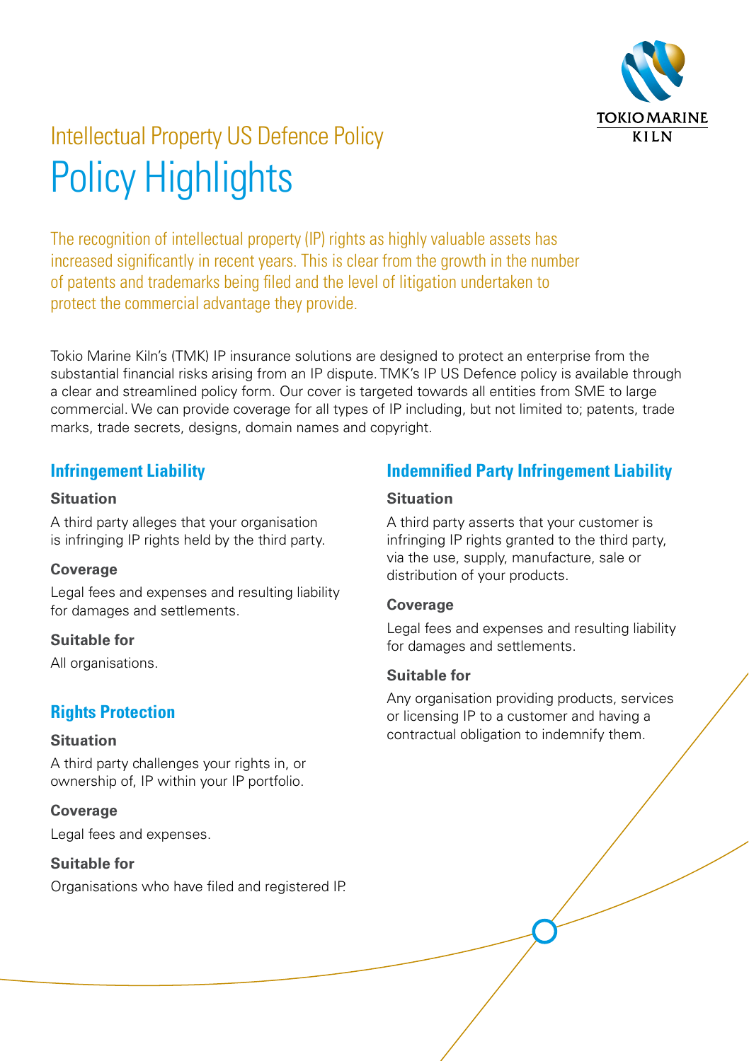# Intellectual Property US Defence Policy

# Policy Highlights

The recognition of intellectual property (IP) rights as highly valuable assets has increased significantly in recent years. This is clear from the growth in the number of patents and trademarks being filed and the level of litigation undertaken to protect the commercial advantage they provide.

Tokio Marine Kiln's (TMK) IP insurance solutions are designed to protect an enterprise from the substantial financial risks arising from an IP dispute. TMK's IP US Defence policy is available through a clear and streamlined policy form. Our cover is targeted towards all entities from SME to large commercial. We can provide coverage for all types of IP including, but not limited to; patents, trade marks, trade secrets, designs, domain names and copyright.

## Infringement Liability

**Situation**

A third party alleges that your organisation is infringing IP rights held by the third party.

**Coverage**

Legal fees and expenses and resulting liability for damages and settlements.

**Suitable for**

All organisations.

## Rights Protection

**Situation**

A third party challenges your rights in, or ownership of, IP within your IP portfolio.

**Coverage**

Legal fees and expenses.

**Suitable for**

Organisations who have filed and registered IP.

## Indemnified Party Infringement Liability

**Situation**

A third party asserts that your customer is infringing IP rights granted to the third party, via the use, supply, manufacture, sale or distribution of your products.

**Coverage**

Legal fees and expenses and resulting liability for damages and settlements.

**Suitable for**

Any organisation providing products, services or licensing IP to a customer and having a contractual obligation to indemnify them.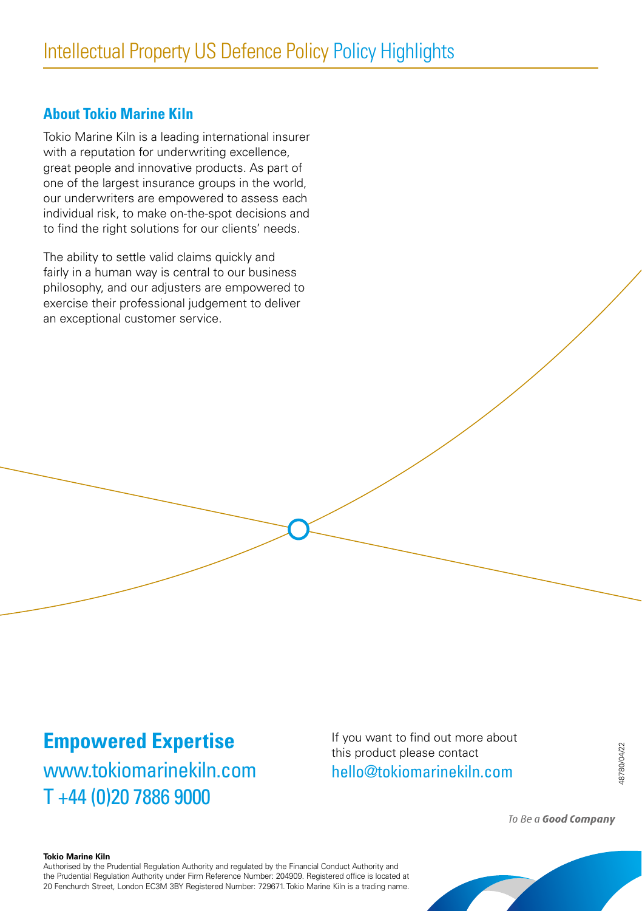## About Tokio Marine Kiln

Tokio Marine Kiln is a leading international insurer with a reputation for underwriting excellence, great people and innovative products. As part of one of the largest insurance groups in the world, our underwriters are empowered to assess each individual risk, to make on-the-spot decisions and to find the right solutions for our clients' needs.

The ability to settle valid claims quickly and fairly in a human way is central to our business philosophy, and our adjusters are empowered to exercise their professional judgement to deliver an exceptional customer service.

## Empowered Expertise

www.tokiomarinekiln.com

T +44 (0)20 7886 9000

If you want to find out more about this product please contact

hello@tokiomarinekiln.com

48780/04/22

*To Be a* ***Good Company***

**Tokio Marine Kiln**

Authorised by the Prudential Regulation Authority and regulated by the Financial Conduct Authority and the Prudential Regulation Authority under Firm Reference Number: 204909. Registered office is located at 20 Fenchurch Street, London EC3M 3BY Registered Number: 729671. Tokio Marine Kiln is a trading name.